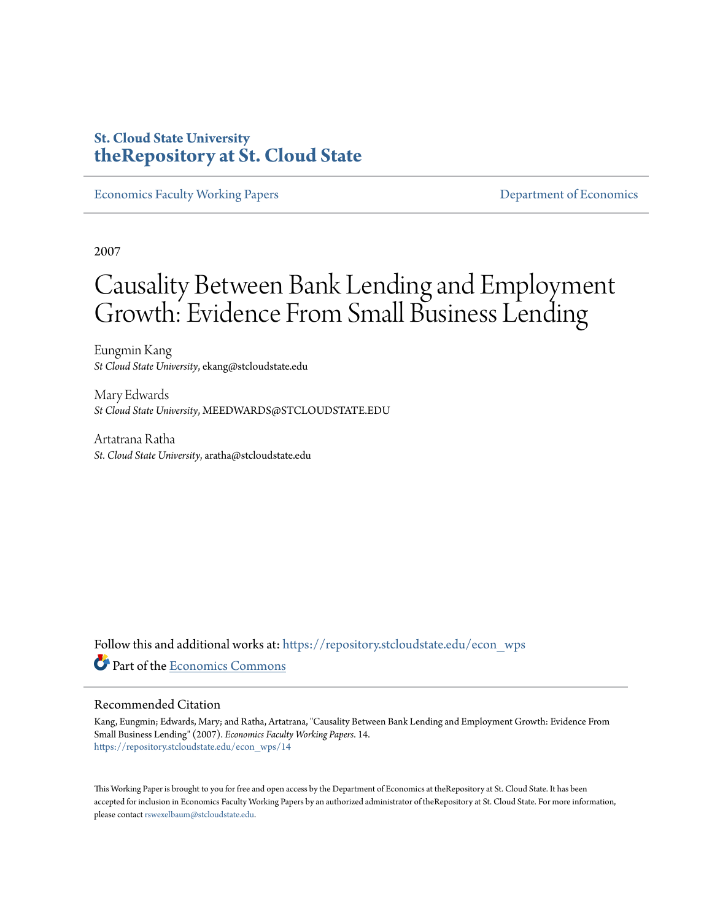# St. Cloud State University
# theRepository at St. Cloud State

Economics Faculty Working Papers | Department of Economics

2007

# Causality Between Bank Lending and Employment Growth: Evidence From Small Business Lending

Eungmin Kang
*St Cloud State University*, ekang@stcloudstate.edu

Mary Edwards
*St Cloud State University*, MEEDWARDS@STCLOUDSTATE.EDU

Artatrana Ratha
*St. Cloud State University*, aratha@stcloudstate.edu

Follow this and additional works at: https://repository.stcloudstate.edu/econ_wps

Part of the Economics Commons

## Recommended Citation

Kang, Eungmin; Edwards, Mary; and Ratha, Artatrana, "Causality Between Bank Lending and Employment Growth: Evidence From Small Business Lending" (2007). *Economics Faculty Working Papers*. 14.
https://repository.stcloudstate.edu/econ_wps/14

This Working Paper is brought to you for free and open access by the Department of Economics at theRepository at St. Cloud State. It has been accepted for inclusion in Economics Faculty Working Papers by an authorized administrator of theRepository at St. Cloud State. For more information, please contact rswexelbaum@stcloudstate.edu.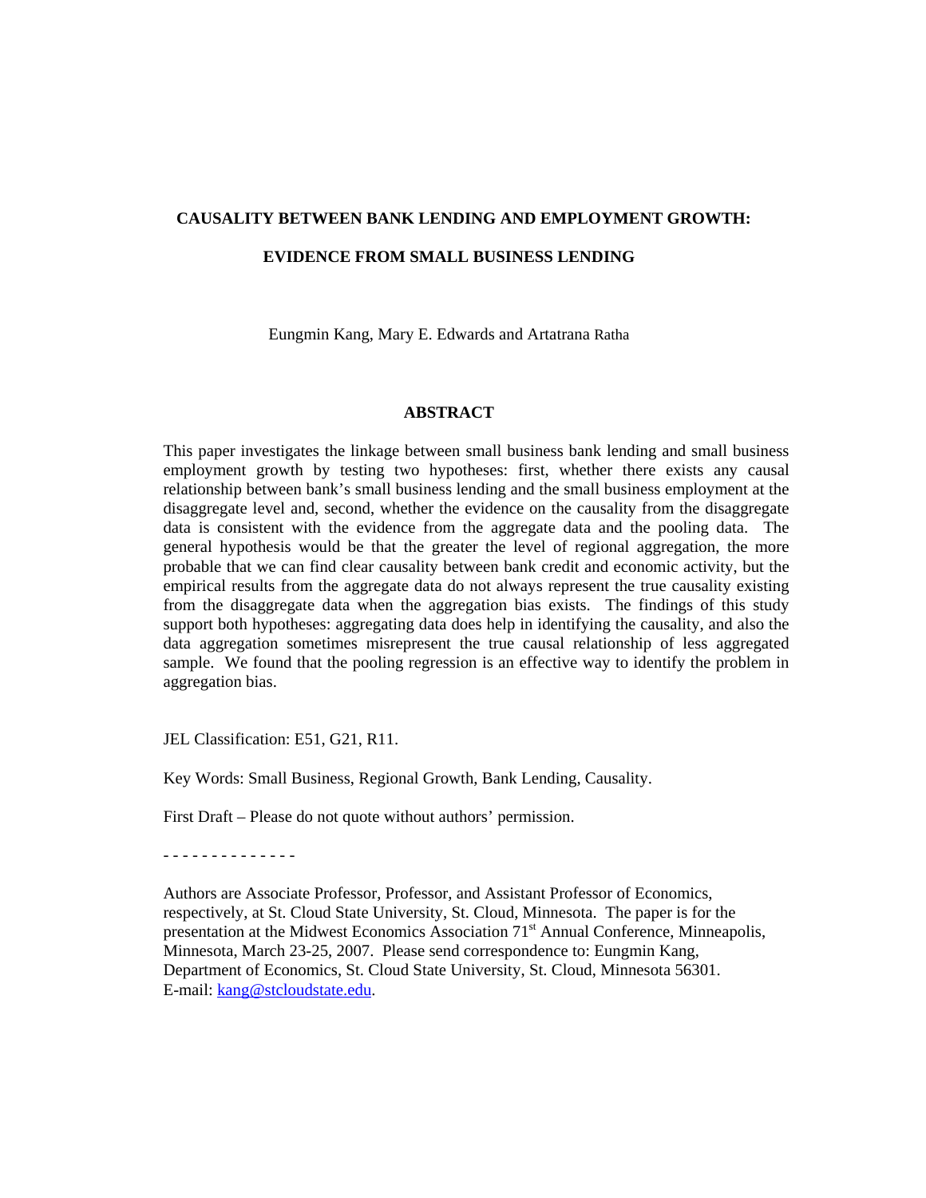# CAUSALITY BETWEEN BANK LENDING AND EMPLOYMENT GROWTH:

# EVIDENCE FROM SMALL BUSINESS LENDING

Eungmin Kang, Mary E. Edwards and Artatrana Ratha

## ABSTRACT

This paper investigates the linkage between small business bank lending and small business employment growth by testing two hypotheses: first, whether there exists any causal relationship between bank's small business lending and the small business employment at the disaggregate level and, second, whether the evidence on the causality from the disaggregate data is consistent with the evidence from the aggregate data and the pooling data. The general hypothesis would be that the greater the level of regional aggregation, the more probable that we can find clear causality between bank credit and economic activity, but the empirical results from the aggregate data do not always represent the true causality existing from the disaggregate data when the aggregation bias exists. The findings of this study support both hypotheses: aggregating data does help in identifying the causality, and also the data aggregation sometimes misrepresent the true causal relationship of less aggregated sample. We found that the pooling regression is an effective way to identify the problem in aggregation bias.

JEL Classification: E51, G21, R11.

Key Words: Small Business, Regional Growth, Bank Lending, Causality.

First Draft – Please do not quote without authors' permission.

- - - - - - - - - - - - - -

Authors are Associate Professor, Professor, and Assistant Professor of Economics, respectively, at St. Cloud State University, St. Cloud, Minnesota. The paper is for the presentation at the Midwest Economics Association 71st Annual Conference, Minneapolis, Minnesota, March 23-25, 2007. Please send correspondence to: Eungmin Kang, Department of Economics, St. Cloud State University, St. Cloud, Minnesota 56301. E-mail: kang@stcloudstate.edu.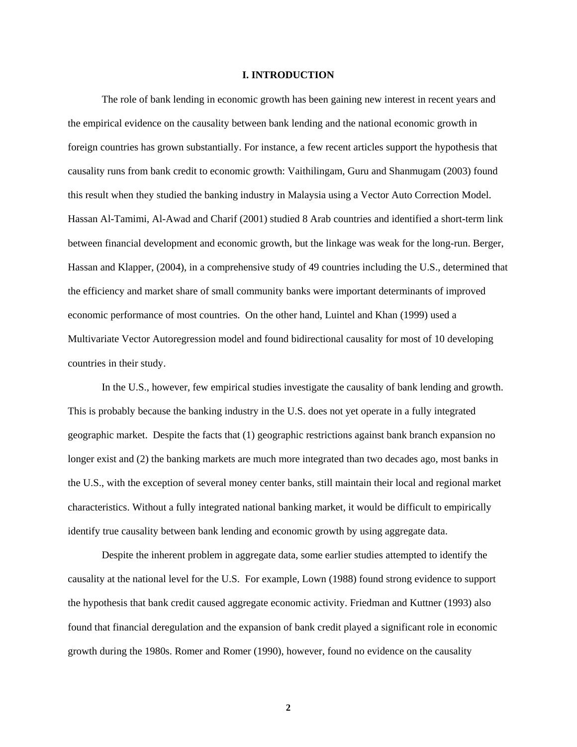# I. INTRODUCTION

The role of bank lending in economic growth has been gaining new interest in recent years and the empirical evidence on the causality between bank lending and the national economic growth in foreign countries has grown substantially. For instance, a few recent articles support the hypothesis that causality runs from bank credit to economic growth: Vaithilingam, Guru and Shanmugam (2003) found this result when they studied the banking industry in Malaysia using a Vector Auto Correction Model. Hassan Al-Tamimi, Al-Awad and Charif (2001) studied 8 Arab countries and identified a short-term link between financial development and economic growth, but the linkage was weak for the long-run. Berger, Hassan and Klapper, (2004), in a comprehensive study of 49 countries including the U.S., determined that the efficiency and market share of small community banks were important determinants of improved economic performance of most countries. On the other hand, Luintel and Khan (1999) used a Multivariate Vector Autoregression model and found bidirectional causality for most of 10 developing countries in their study.

In the U.S., however, few empirical studies investigate the causality of bank lending and growth. This is probably because the banking industry in the U.S. does not yet operate in a fully integrated geographic market. Despite the facts that (1) geographic restrictions against bank branch expansion no longer exist and (2) the banking markets are much more integrated than two decades ago, most banks in the U.S., with the exception of several money center banks, still maintain their local and regional market characteristics. Without a fully integrated national banking market, it would be difficult to empirically identify true causality between bank lending and economic growth by using aggregate data.

Despite the inherent problem in aggregate data, some earlier studies attempted to identify the causality at the national level for the U.S. For example, Lown (1988) found strong evidence to support the hypothesis that bank credit caused aggregate economic activity. Friedman and Kuttner (1993) also found that financial deregulation and the expansion of bank credit played a significant role in economic growth during the 1980s. Romer and Romer (1990), however, found no evidence on the causality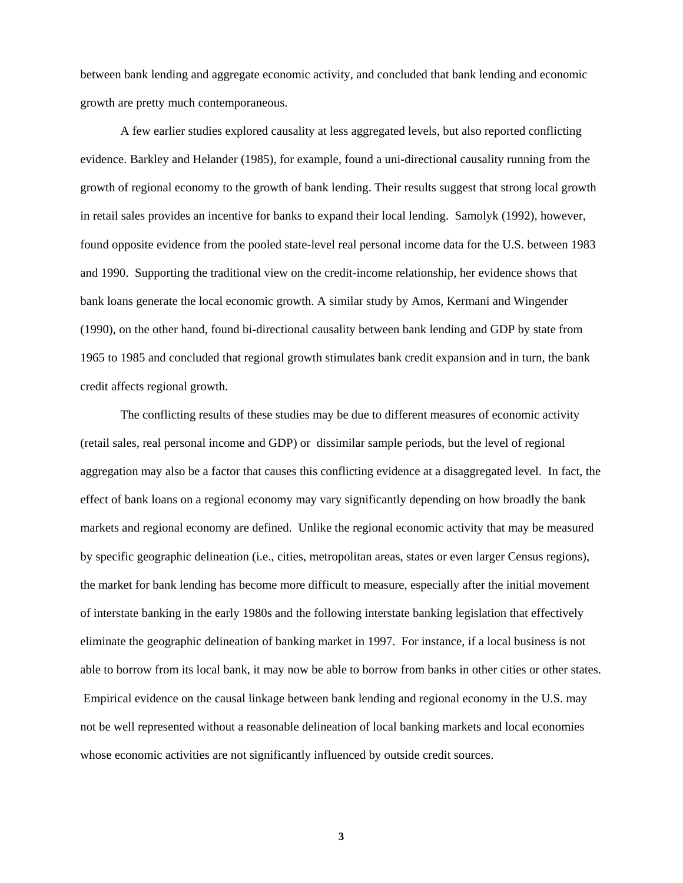between bank lending and aggregate economic activity, and concluded that bank lending and economic growth are pretty much contemporaneous.

A few earlier studies explored causality at less aggregated levels, but also reported conflicting evidence. Barkley and Helander (1985), for example, found a uni-directional causality running from the growth of regional economy to the growth of bank lending. Their results suggest that strong local growth in retail sales provides an incentive for banks to expand their local lending. Samolyk (1992), however, found opposite evidence from the pooled state-level real personal income data for the U.S. between 1983 and 1990. Supporting the traditional view on the credit-income relationship, her evidence shows that bank loans generate the local economic growth. A similar study by Amos, Kermani and Wingender (1990), on the other hand, found bi-directional causality between bank lending and GDP by state from 1965 to 1985 and concluded that regional growth stimulates bank credit expansion and in turn, the bank credit affects regional growth.

The conflicting results of these studies may be due to different measures of economic activity (retail sales, real personal income and GDP) or dissimilar sample periods, but the level of regional aggregation may also be a factor that causes this conflicting evidence at a disaggregated level. In fact, the effect of bank loans on a regional economy may vary significantly depending on how broadly the bank markets and regional economy are defined. Unlike the regional economic activity that may be measured by specific geographic delineation (i.e., cities, metropolitan areas, states or even larger Census regions), the market for bank lending has become more difficult to measure, especially after the initial movement of interstate banking in the early 1980s and the following interstate banking legislation that effectively eliminate the geographic delineation of banking market in 1997. For instance, if a local business is not able to borrow from its local bank, it may now be able to borrow from banks in other cities or other states. Empirical evidence on the causal linkage between bank lending and regional economy in the U.S. may not be well represented without a reasonable delineation of local banking markets and local economies whose economic activities are not significantly influenced by outside credit sources.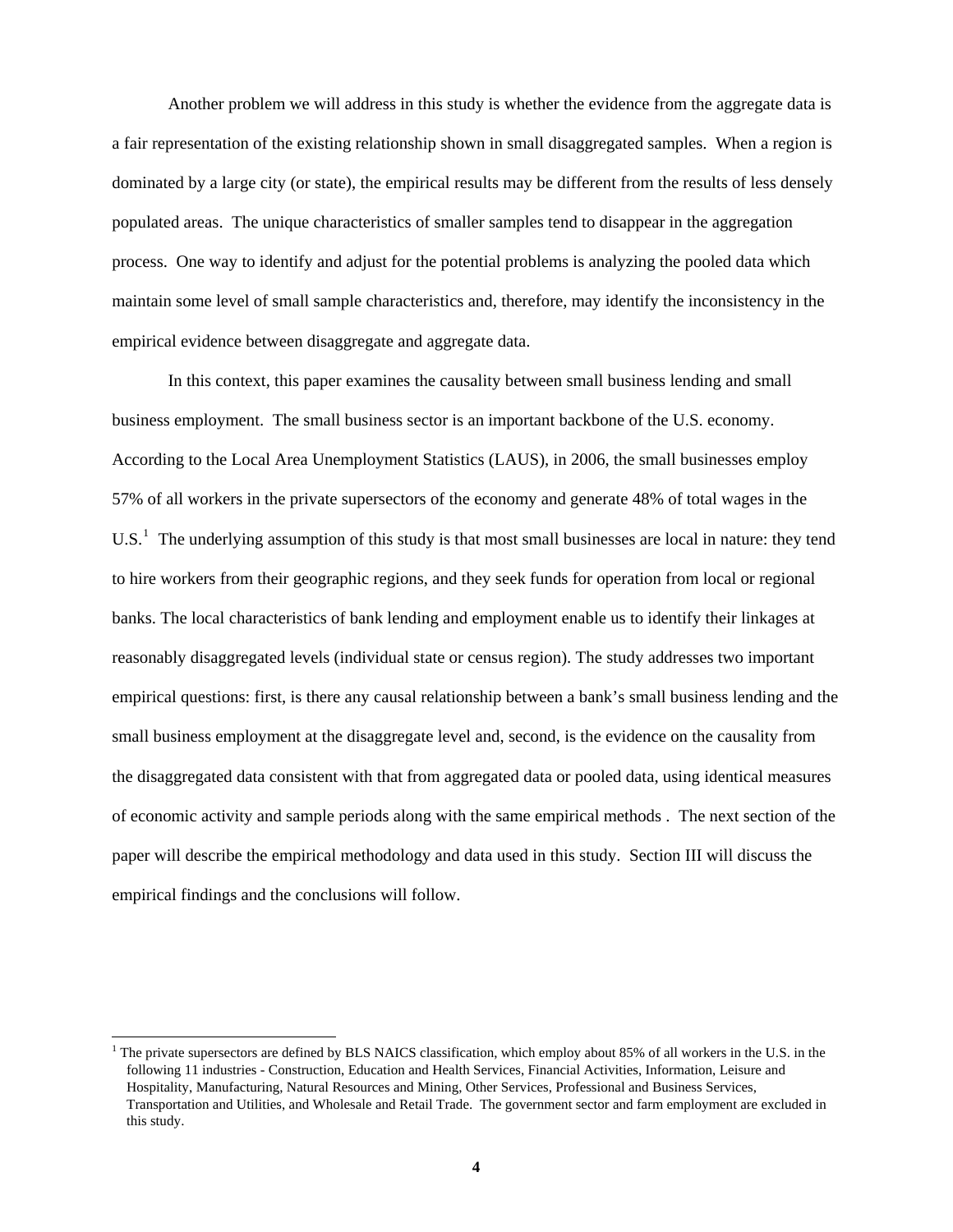Another problem we will address in this study is whether the evidence from the aggregate data is a fair representation of the existing relationship shown in small disaggregated samples. When a region is dominated by a large city (or state), the empirical results may be different from the results of less densely populated areas. The unique characteristics of smaller samples tend to disappear in the aggregation process. One way to identify and adjust for the potential problems is analyzing the pooled data which maintain some level of small sample characteristics and, therefore, may identify the inconsistency in the empirical evidence between disaggregate and aggregate data.

In this context, this paper examines the causality between small business lending and small business employment. The small business sector is an important backbone of the U.S. economy. According to the Local Area Unemployment Statistics (LAUS), in 2006, the small businesses employ 57% of all workers in the private supersectors of the economy and generate 48% of total wages in the U.S.[1] The underlying assumption of this study is that most small businesses are local in nature: they tend to hire workers from their geographic regions, and they seek funds for operation from local or regional banks. The local characteristics of bank lending and employment enable us to identify their linkages at reasonably disaggregated levels (individual state or census region). The study addresses two important empirical questions: first, is there any causal relationship between a bank's small business lending and the small business employment at the disaggregate level and, second, is the evidence on the causality from the disaggregated data consistent with that from aggregated data or pooled data, using identical measures of economic activity and sample periods along with the same empirical methods . The next section of the paper will describe the empirical methodology and data used in this study. Section III will discuss the empirical findings and the conclusions will follow.

---

[1] The private supersectors are defined by BLS NAICS classification, which employ about 85% of all workers in the U.S. in the following 11 industries - Construction, Education and Health Services, Financial Activities, Information, Leisure and Hospitality, Manufacturing, Natural Resources and Mining, Other Services, Professional and Business Services, Transportation and Utilities, and Wholesale and Retail Trade. The government sector and farm employment are excluded in this study.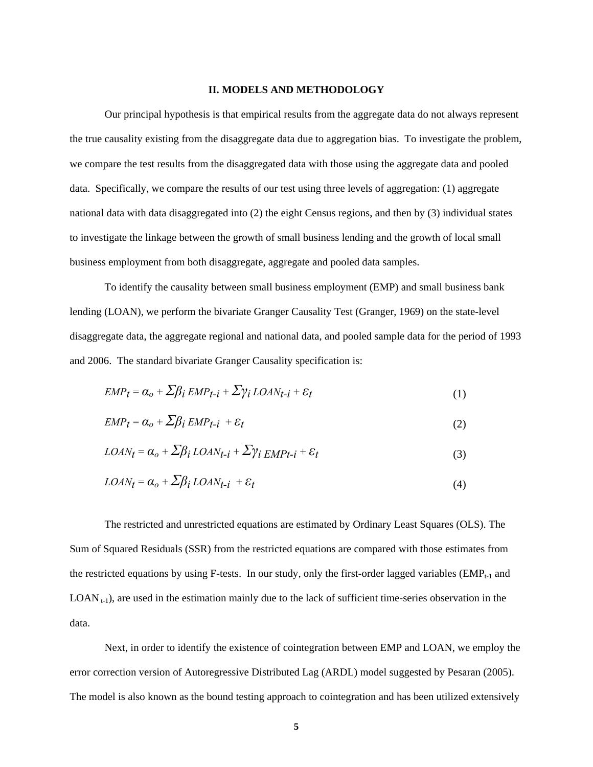## II. MODELS AND METHODOLOGY

Our principal hypothesis is that empirical results from the aggregate data do not always represent the true causality existing from the disaggregate data due to aggregation bias. To investigate the problem, we compare the test results from the disaggregated data with those using the aggregate data and pooled data. Specifically, we compare the results of our test using three levels of aggregation: (1) aggregate national data with data disaggregated into (2) the eight Census regions, and then by (3) individual states to investigate the linkage between the growth of small business lending and the growth of local small business employment from both disaggregate, aggregate and pooled data samples.

To identify the causality between small business employment (EMP) and small business bank lending (LOAN), we perform the bivariate Granger Causality Test (Granger, 1969) on the state-level disaggregate data, the aggregate regional and national data, and pooled sample data for the period of 1993 and 2006. The standard bivariate Granger Causality specification is:

$$EMP_t = \alpha_o + \Sigma\beta_i \, EMP_{t-i} + \Sigma\gamma_i \, LOAN_{t-i} + \varepsilon_t \tag{1}$$

$$EMP_t = \alpha_o + \Sigma\beta_i \, EMP_{t-i} + \varepsilon_t \tag{2}$$

$$LOAN_t = \alpha_o + \Sigma\beta_i \, LOAN_{t-i} + \Sigma\gamma_i \, EMP_{t-i} + \varepsilon_t \tag{3}$$

$$LOAN_t = \alpha_o + \Sigma\beta_i \, LOAN_{t-i} + \varepsilon_t \tag{4}$$

The restricted and unrestricted equations are estimated by Ordinary Least Squares (OLS). The Sum of Squared Residuals (SSR) from the restricted equations are compared with those estimates from the restricted equations by using F-tests. In our study, only the first-order lagged variables ($EMP_{t-1}$ and $LOAN_{t-1}$), are used in the estimation mainly due to the lack of sufficient time-series observation in the data.

Next, in order to identify the existence of cointegration between EMP and LOAN, we employ the error correction version of Autoregressive Distributed Lag (ARDL) model suggested by Pesaran (2005). The model is also known as the bound testing approach to cointegration and has been utilized extensively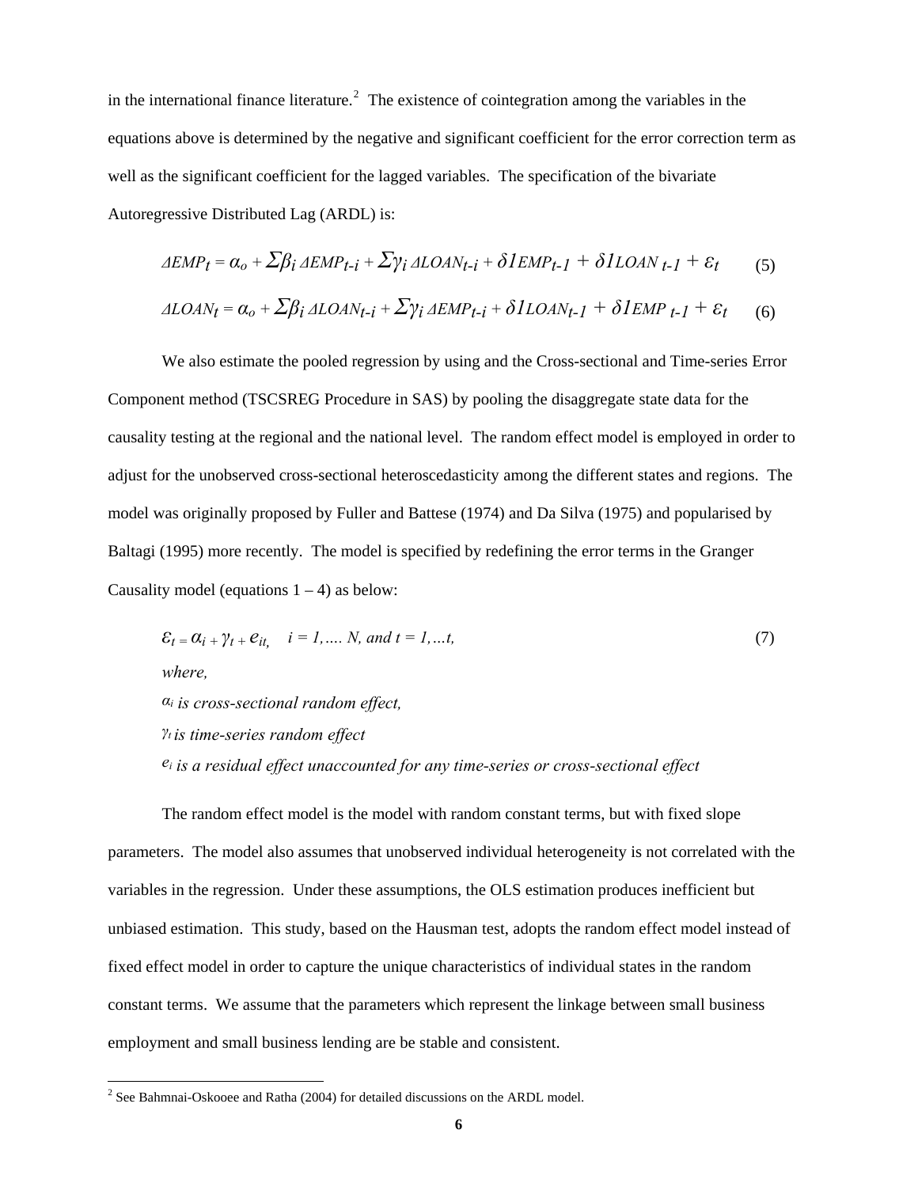in the international finance literature.[2] The existence of cointegration among the variables in the equations above is determined by the negative and significant coefficient for the error correction term as well as the significant coefficient for the lagged variables. The specification of the bivariate Autoregressive Distributed Lag (ARDL) is:

$$\Delta EMP_t = \alpha_o + \Sigma\beta_i \, \Delta EMP_{t-i} + \Sigma\gamma_i \, \Delta LOAN_{t-i} + \delta 1 EMP_{t-1} + \delta 1 LOAN_{\,t-1} + \varepsilon_t \qquad (5)$$

$$\Delta LOAN_t = \alpha_o + \Sigma\beta_i \, \Delta LOAN_{t-i} + \Sigma\gamma_i \, \Delta EMP_{t-i} + \delta 1 LOAN_{t-1} + \delta 1 EMP_{\,t-1} + \varepsilon_t \qquad (6)$$

We also estimate the pooled regression by using and the Cross-sectional and Time-series Error Component method (TSCSREG Procedure in SAS) by pooling the disaggregate state data for the causality testing at the regional and the national level. The random effect model is employed in order to adjust for the unobserved cross-sectional heteroscedasticity among the different states and regions. The model was originally proposed by Fuller and Battese (1974) and Da Silva (1975) and popularised by Baltagi (1995) more recently. The model is specified by redefining the error terms in the Granger Causality model (equations 1 – 4) as below:

$$\varepsilon_t = \alpha_i + \gamma_t + e_{it}, \quad i = 1, \ldots N, \text{ and } t = 1, \ldots t, \qquad (7)$$

*where,*

$\alpha_i$ *is cross-sectional random effect,*

$\gamma_t$ *is time-series random effect*

$e_i$ *is a residual effect unaccounted for any time-series or cross-sectional effect*

The random effect model is the model with random constant terms, but with fixed slope parameters. The model also assumes that unobserved individual heterogeneity is not correlated with the variables in the regression. Under these assumptions, the OLS estimation produces inefficient but unbiased estimation. This study, based on the Hausman test, adopts the random effect model instead of fixed effect model in order to capture the unique characteristics of individual states in the random constant terms. We assume that the parameters which represent the linkage between small business employment and small business lending are be stable and consistent.

---

[2] See Bahmnai-Oskooee and Ratha (2004) for detailed discussions on the ARDL model.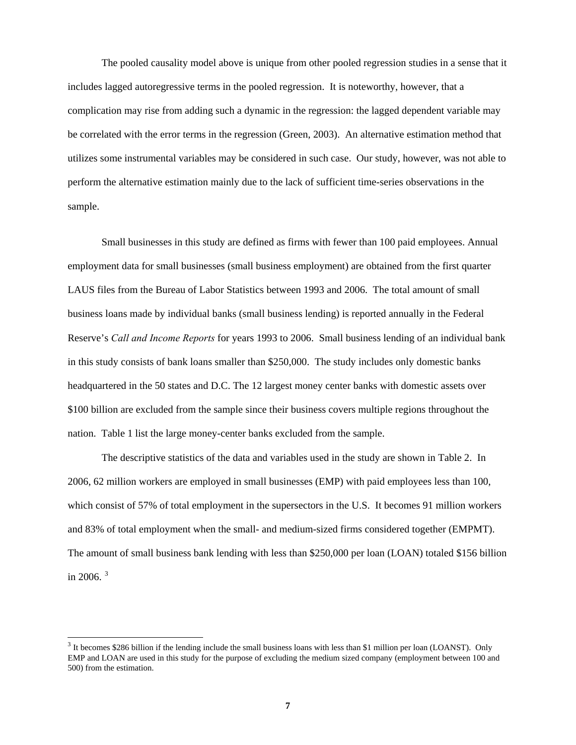The pooled causality model above is unique from other pooled regression studies in a sense that it includes lagged autoregressive terms in the pooled regression. It is noteworthy, however, that a complication may rise from adding such a dynamic in the regression: the lagged dependent variable may be correlated with the error terms in the regression (Green, 2003). An alternative estimation method that utilizes some instrumental variables may be considered in such case. Our study, however, was not able to perform the alternative estimation mainly due to the lack of sufficient time-series observations in the sample.

Small businesses in this study are defined as firms with fewer than 100 paid employees. Annual employment data for small businesses (small business employment) are obtained from the first quarter LAUS files from the Bureau of Labor Statistics between 1993 and 2006. The total amount of small business loans made by individual banks (small business lending) is reported annually in the Federal Reserve's *Call and Income Reports* for years 1993 to 2006. Small business lending of an individual bank in this study consists of bank loans smaller than $250,000. The study includes only domestic banks headquartered in the 50 states and D.C. The 12 largest money center banks with domestic assets over $100 billion are excluded from the sample since their business covers multiple regions throughout the nation. Table 1 list the large money-center banks excluded from the sample.

The descriptive statistics of the data and variables used in the study are shown in Table 2. In 2006, 62 million workers are employed in small businesses (EMP) with paid employees less than 100, which consist of 57% of total employment in the supersectors in the U.S. It becomes 91 million workers and 83% of total employment when the small- and medium-sized firms considered together (EMPMT). The amount of small business bank lending with less than $250,000 per loan (LOAN) totaled $156 billion in 2006. [3]

---

[3] It becomes $286 billion if the lending include the small business loans with less than $1 million per loan (LOANST). Only EMP and LOAN are used in this study for the purpose of excluding the medium sized company (employment between 100 and 500) from the estimation.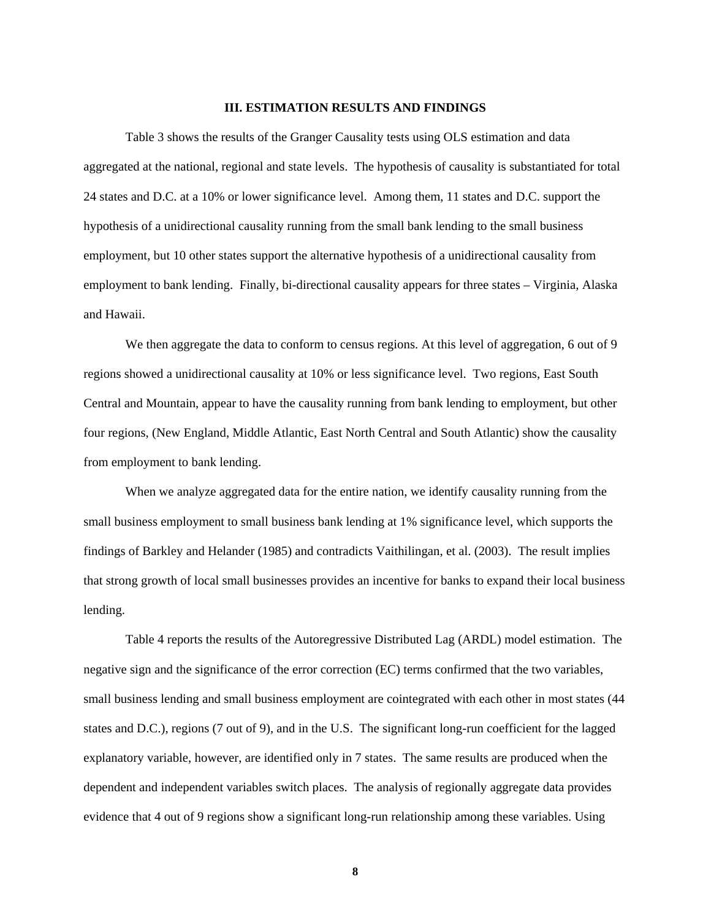## III. ESTIMATION RESULTS AND FINDINGS

Table 3 shows the results of the Granger Causality tests using OLS estimation and data aggregated at the national, regional and state levels. The hypothesis of causality is substantiated for total 24 states and D.C. at a 10% or lower significance level. Among them, 11 states and D.C. support the hypothesis of a unidirectional causality running from the small bank lending to the small business employment, but 10 other states support the alternative hypothesis of a unidirectional causality from employment to bank lending. Finally, bi-directional causality appears for three states – Virginia, Alaska and Hawaii.

We then aggregate the data to conform to census regions. At this level of aggregation, 6 out of 9 regions showed a unidirectional causality at 10% or less significance level. Two regions, East South Central and Mountain, appear to have the causality running from bank lending to employment, but other four regions, (New England, Middle Atlantic, East North Central and South Atlantic) show the causality from employment to bank lending.

When we analyze aggregated data for the entire nation, we identify causality running from the small business employment to small business bank lending at 1% significance level, which supports the findings of Barkley and Helander (1985) and contradicts Vaithilingan, et al. (2003). The result implies that strong growth of local small businesses provides an incentive for banks to expand their local business lending.

Table 4 reports the results of the Autoregressive Distributed Lag (ARDL) model estimation. The negative sign and the significance of the error correction (EC) terms confirmed that the two variables, small business lending and small business employment are cointegrated with each other in most states (44 states and D.C.), regions (7 out of 9), and in the U.S. The significant long-run coefficient for the lagged explanatory variable, however, are identified only in 7 states. The same results are produced when the dependent and independent variables switch places. The analysis of regionally aggregate data provides evidence that 4 out of 9 regions show a significant long-run relationship among these variables. Using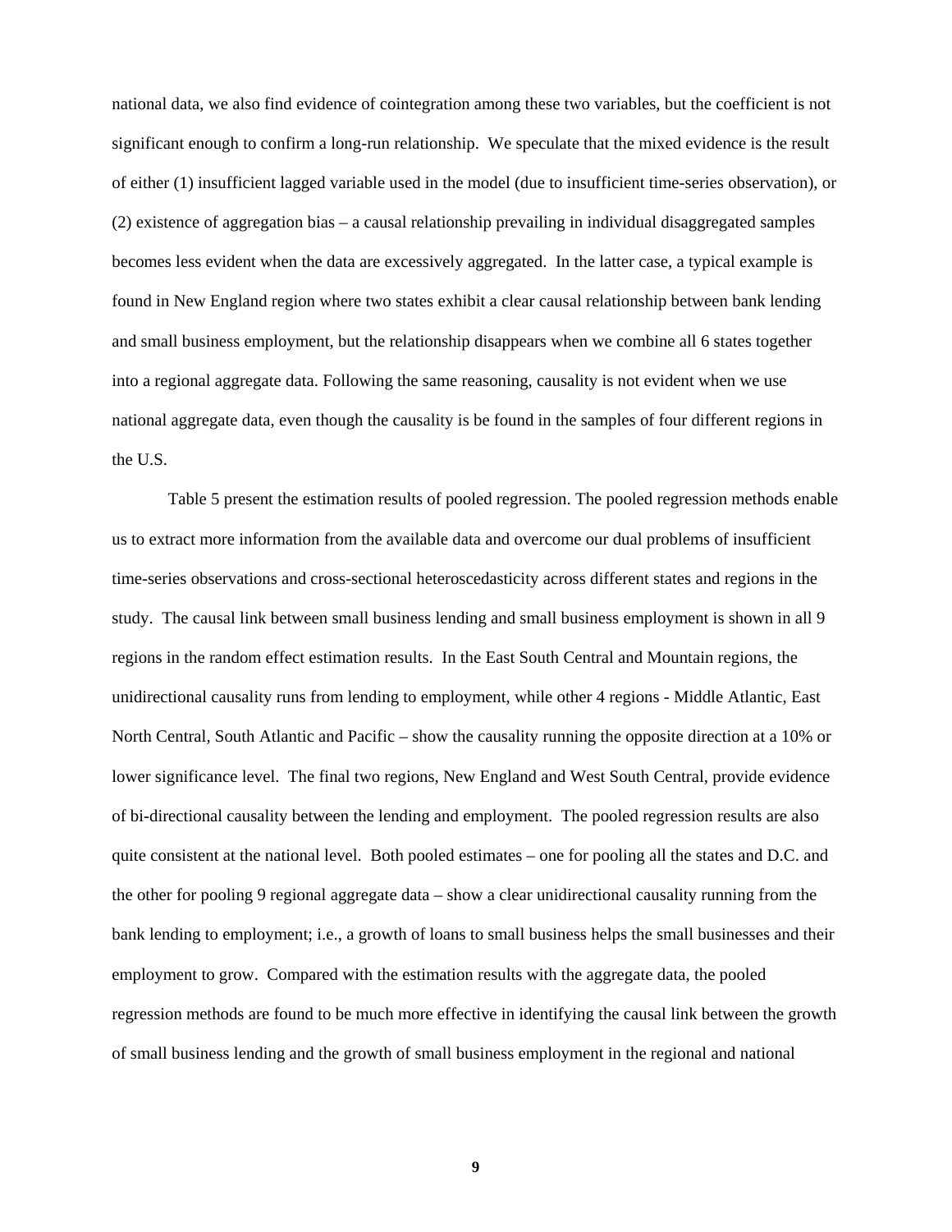national data, we also find evidence of cointegration among these two variables, but the coefficient is not significant enough to confirm a long-run relationship. We speculate that the mixed evidence is the result of either (1) insufficient lagged variable used in the model (due to insufficient time-series observation), or (2) existence of aggregation bias – a causal relationship prevailing in individual disaggregated samples becomes less evident when the data are excessively aggregated. In the latter case, a typical example is found in New England region where two states exhibit a clear causal relationship between bank lending and small business employment, but the relationship disappears when we combine all 6 states together into a regional aggregate data. Following the same reasoning, causality is not evident when we use national aggregate data, even though the causality is be found in the samples of four different regions in the U.S.

Table 5 present the estimation results of pooled regression. The pooled regression methods enable us to extract more information from the available data and overcome our dual problems of insufficient time-series observations and cross-sectional heteroscedasticity across different states and regions in the study. The causal link between small business lending and small business employment is shown in all 9 regions in the random effect estimation results. In the East South Central and Mountain regions, the unidirectional causality runs from lending to employment, while other 4 regions - Middle Atlantic, East North Central, South Atlantic and Pacific – show the causality running the opposite direction at a 10% or lower significance level. The final two regions, New England and West South Central, provide evidence of bi-directional causality between the lending and employment. The pooled regression results are also quite consistent at the national level. Both pooled estimates – one for pooling all the states and D.C. and the other for pooling 9 regional aggregate data – show a clear unidirectional causality running from the bank lending to employment; i.e., a growth of loans to small business helps the small businesses and their employment to grow. Compared with the estimation results with the aggregate data, the pooled regression methods are found to be much more effective in identifying the causal link between the growth of small business lending and the growth of small business employment in the regional and national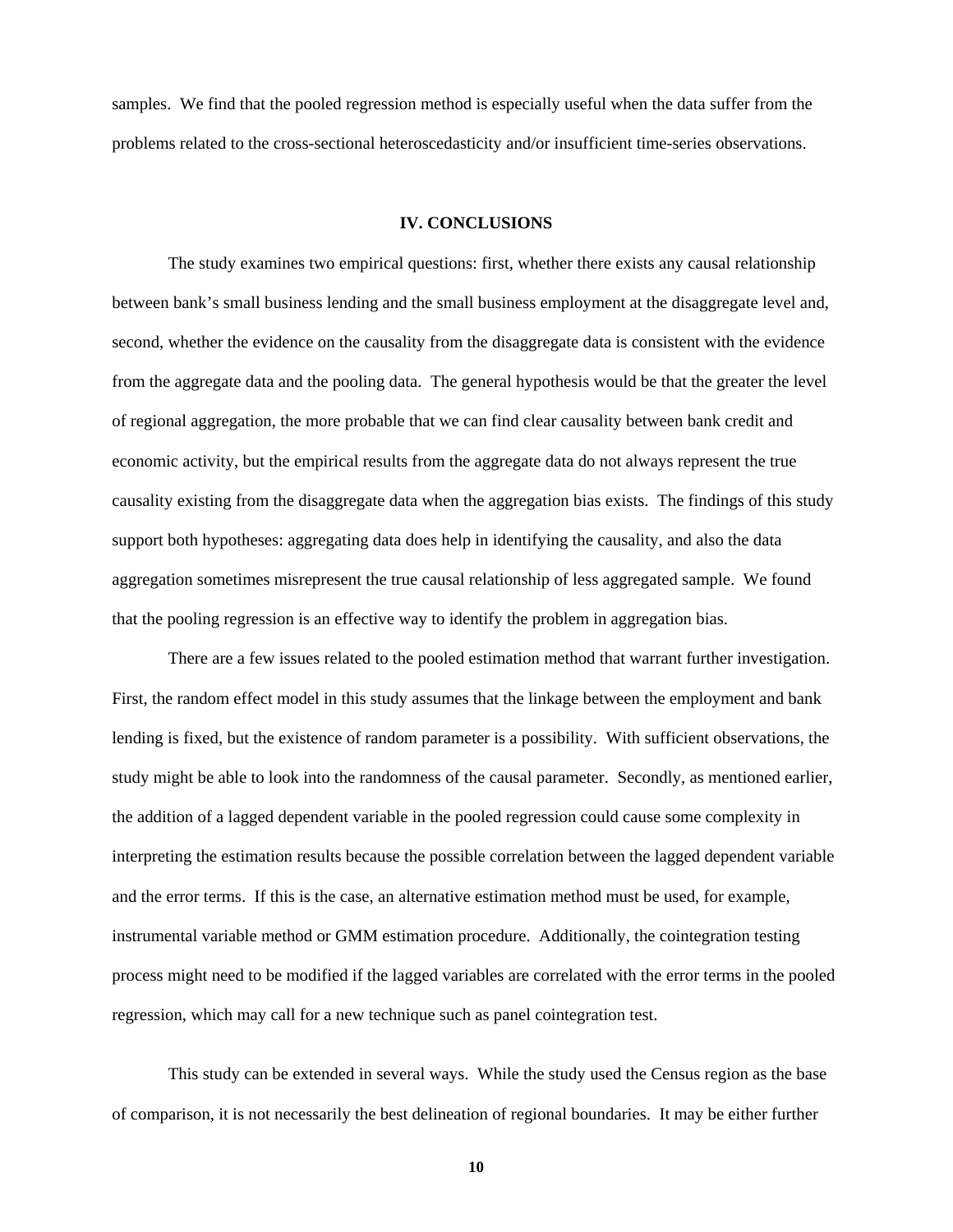samples. We find that the pooled regression method is especially useful when the data suffer from the problems related to the cross-sectional heteroscedasticity and/or insufficient time-series observations.

## IV. CONCLUSIONS

The study examines two empirical questions: first, whether there exists any causal relationship between bank's small business lending and the small business employment at the disaggregate level and, second, whether the evidence on the causality from the disaggregate data is consistent with the evidence from the aggregate data and the pooling data. The general hypothesis would be that the greater the level of regional aggregation, the more probable that we can find clear causality between bank credit and economic activity, but the empirical results from the aggregate data do not always represent the true causality existing from the disaggregate data when the aggregation bias exists. The findings of this study support both hypotheses: aggregating data does help in identifying the causality, and also the data aggregation sometimes misrepresent the true causal relationship of less aggregated sample. We found that the pooling regression is an effective way to identify the problem in aggregation bias.

There are a few issues related to the pooled estimation method that warrant further investigation. First, the random effect model in this study assumes that the linkage between the employment and bank lending is fixed, but the existence of random parameter is a possibility. With sufficient observations, the study might be able to look into the randomness of the causal parameter. Secondly, as mentioned earlier, the addition of a lagged dependent variable in the pooled regression could cause some complexity in interpreting the estimation results because the possible correlation between the lagged dependent variable and the error terms. If this is the case, an alternative estimation method must be used, for example, instrumental variable method or GMM estimation procedure. Additionally, the cointegration testing process might need to be modified if the lagged variables are correlated with the error terms in the pooled regression, which may call for a new technique such as panel cointegration test.

This study can be extended in several ways. While the study used the Census region as the base of comparison, it is not necessarily the best delineation of regional boundaries. It may be either further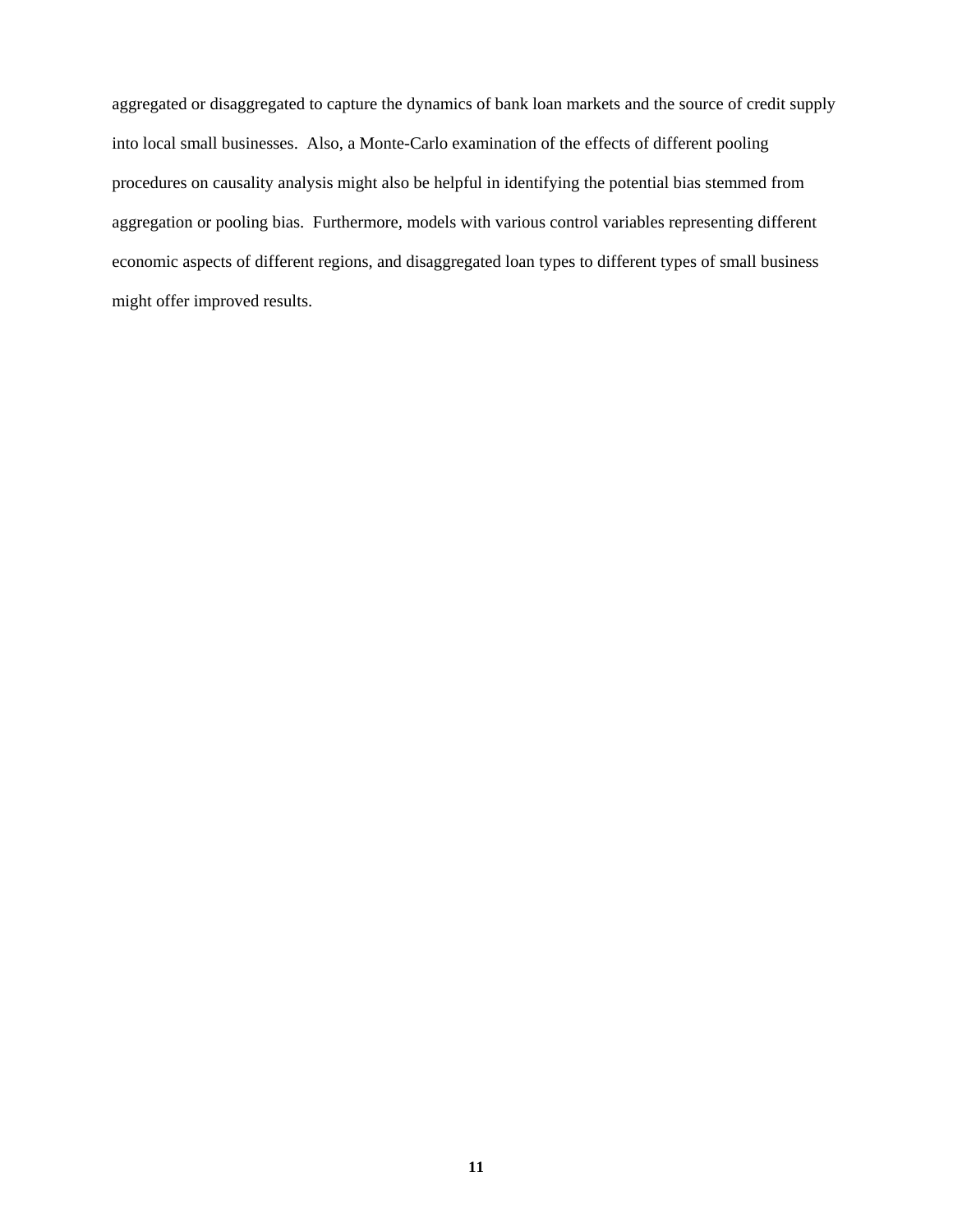aggregated or disaggregated to capture the dynamics of bank loan markets and the source of credit supply into local small businesses. Also, a Monte-Carlo examination of the effects of different pooling procedures on causality analysis might also be helpful in identifying the potential bias stemmed from aggregation or pooling bias. Furthermore, models with various control variables representing different economic aspects of different regions, and disaggregated loan types to different types of small business might offer improved results.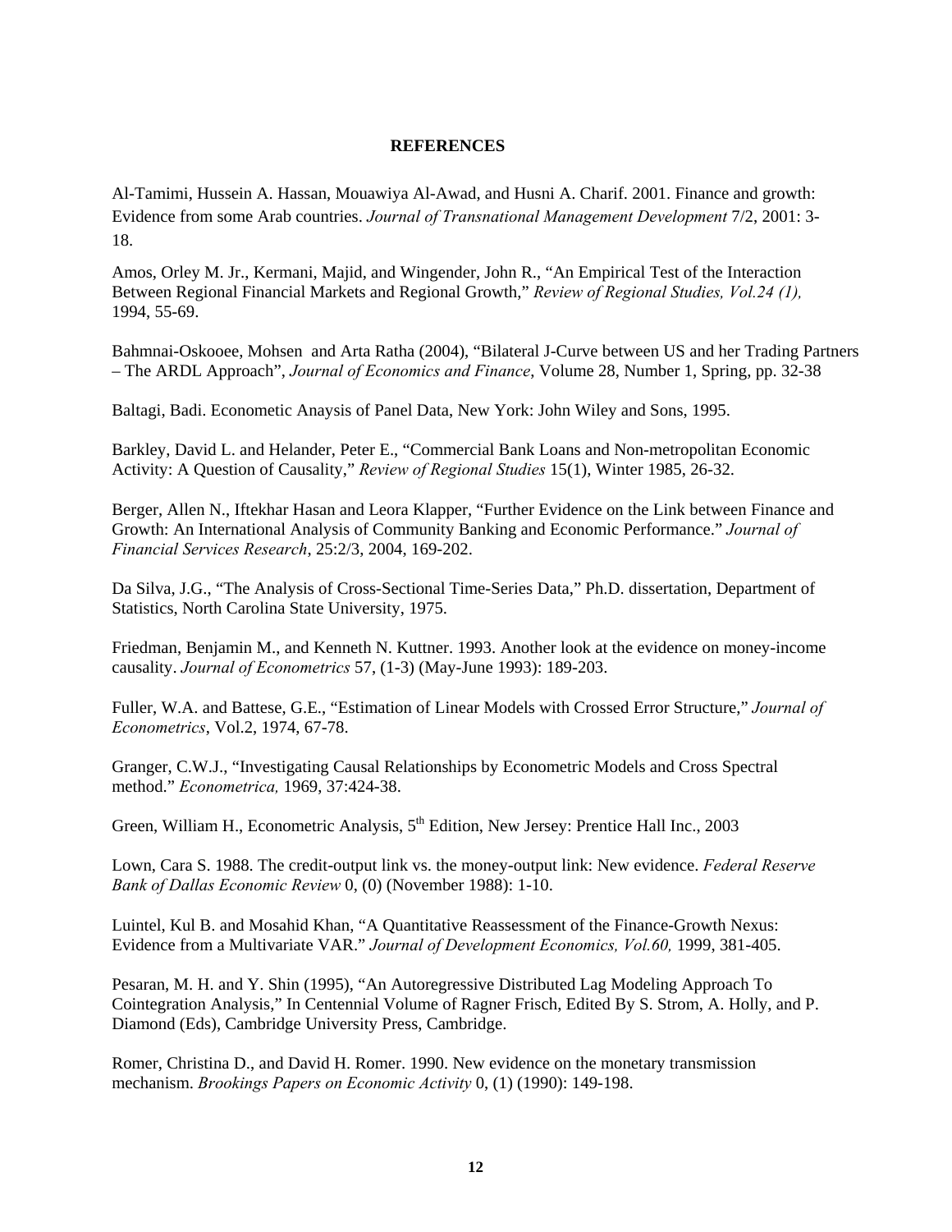**REFERENCES**

Al-Tamimi, Hussein A. Hassan, Mouawiya Al-Awad, and Husni A. Charif. 2001. Finance and growth: Evidence from some Arab countries. *Journal of Transnational Management Development* 7/2, 2001: 3-18.

Amos, Orley M. Jr., Kermani, Majid, and Wingender, John R., "An Empirical Test of the Interaction Between Regional Financial Markets and Regional Growth," *Review of Regional Studies, Vol.24 (1),* 1994, 55-69.

Bahmnai-Oskooee, Mohsen and Arta Ratha (2004), "Bilateral J-Curve between US and her Trading Partners – The ARDL Approach", *Journal of Economics and Finance*, Volume 28, Number 1, Spring, pp. 32-38

Baltagi, Badi. Econometic Anaysis of Panel Data, New York: John Wiley and Sons, 1995.

Barkley, David L. and Helander, Peter E., "Commercial Bank Loans and Non-metropolitan Economic Activity: A Question of Causality," *Review of Regional Studies* 15(1), Winter 1985, 26-32.

Berger, Allen N., Iftekhar Hasan and Leora Klapper, "Further Evidence on the Link between Finance and Growth: An International Analysis of Community Banking and Economic Performance." *Journal of Financial Services Research*, 25:2/3, 2004, 169-202.

Da Silva, J.G., "The Analysis of Cross-Sectional Time-Series Data," Ph.D. dissertation, Department of Statistics, North Carolina State University, 1975.

Friedman, Benjamin M., and Kenneth N. Kuttner. 1993. Another look at the evidence on money-income causality. *Journal of Econometrics* 57, (1-3) (May-June 1993): 189-203.

Fuller, W.A. and Battese, G.E., "Estimation of Linear Models with Crossed Error Structure," *Journal of Econometrics*, Vol.2, 1974, 67-78.

Granger, C.W.J., "Investigating Causal Relationships by Econometric Models and Cross Spectral method." *Econometrica,* 1969, 37:424-38.

Green, William H., Econometric Analysis, 5th Edition, New Jersey: Prentice Hall Inc., 2003

Lown, Cara S. 1988. The credit-output link vs. the money-output link: New evidence. *Federal Reserve Bank of Dallas Economic Review* 0, (0) (November 1988): 1-10.

Luintel, Kul B. and Mosahid Khan, "A Quantitative Reassessment of the Finance-Growth Nexus: Evidence from a Multivariate VAR." *Journal of Development Economics, Vol.60,* 1999, 381-405.

Pesaran, M. H. and Y. Shin (1995), "An Autoregressive Distributed Lag Modeling Approach To Cointegration Analysis," In Centennial Volume of Ragner Frisch, Edited By S. Strom, A. Holly, and P. Diamond (Eds), Cambridge University Press, Cambridge.

Romer, Christina D., and David H. Romer. 1990. New evidence on the monetary transmission mechanism. *Brookings Papers on Economic Activity* 0, (1) (1990): 149-198.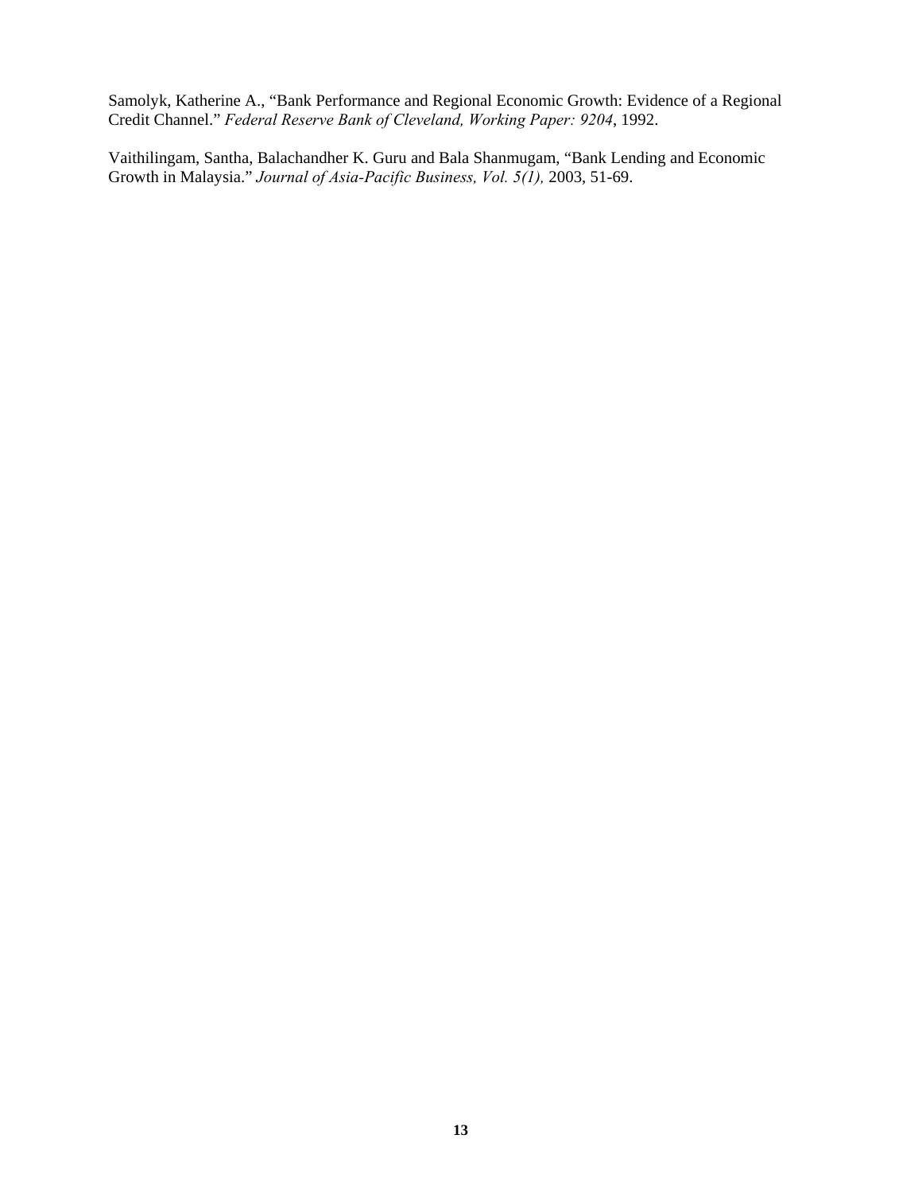Samolyk, Katherine A., "Bank Performance and Regional Economic Growth: Evidence of a Regional Credit Channel." *Federal Reserve Bank of Cleveland, Working Paper: 9204*, 1992.

Vaithilingam, Santha, Balachandher K. Guru and Bala Shanmugam, "Bank Lending and Economic Growth in Malaysia." *Journal of Asia-Pacific Business, Vol. 5(1),* 2003, 51-69.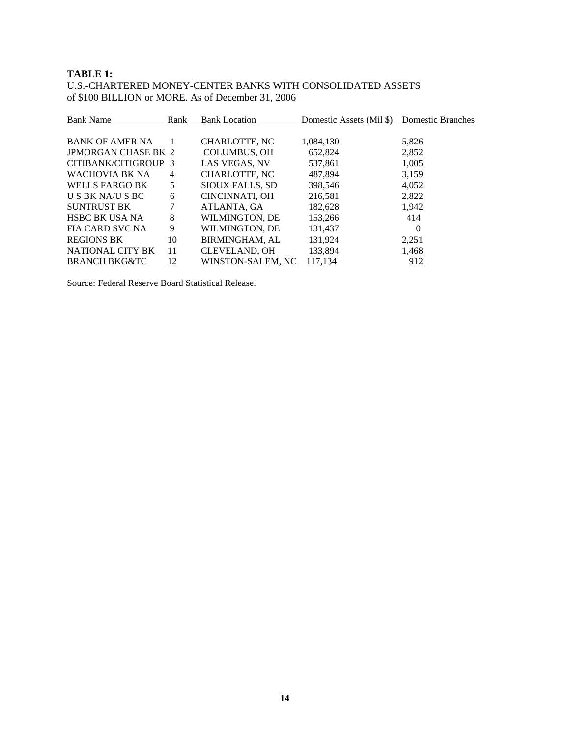**TABLE 1:**
U.S.-CHARTERED MONEY-CENTER BANKS WITH CONSOLIDATED ASSETS of $100 BILLION or MORE. As of December 31, 2006

| Bank Name | Rank | Bank Location | Domestic Assets (Mil $) | Domestic Branches |
|---|---|---|---|---|
| BANK OF AMER NA | 1 | CHARLOTTE, NC | 1,084,130 | 5,826 |
| JPMORGAN CHASE BK | 2 | COLUMBUS, OH | 652,824 | 2,852 |
| CITIBANK/CITIGROUP | 3 | LAS VEGAS, NV | 537,861 | 1,005 |
| WACHOVIA BK NA | 4 | CHARLOTTE, NC | 487,894 | 3,159 |
| WELLS FARGO BK | 5 | SIOUX FALLS, SD | 398,546 | 4,052 |
| U S BK NA/U S BC | 6 | CINCINNATI, OH | 216,581 | 2,822 |
| SUNTRUST BK | 7 | ATLANTA, GA | 182,628 | 1,942 |
| HSBC BK USA NA | 8 | WILMINGTON, DE | 153,266 | 414 |
| FIA CARD SVC NA | 9 | WILMINGTON, DE | 131,437 | 0 |
| REGIONS BK | 10 | BIRMINGHAM, AL | 131,924 | 2,251 |
| NATIONAL CITY BK | 11 | CLEVELAND, OH | 133,894 | 1,468 |
| BRANCH BKG&TC | 12 | WINSTON-SALEM, NC | 117,134 | 912 |

Source: Federal Reserve Board Statistical Release.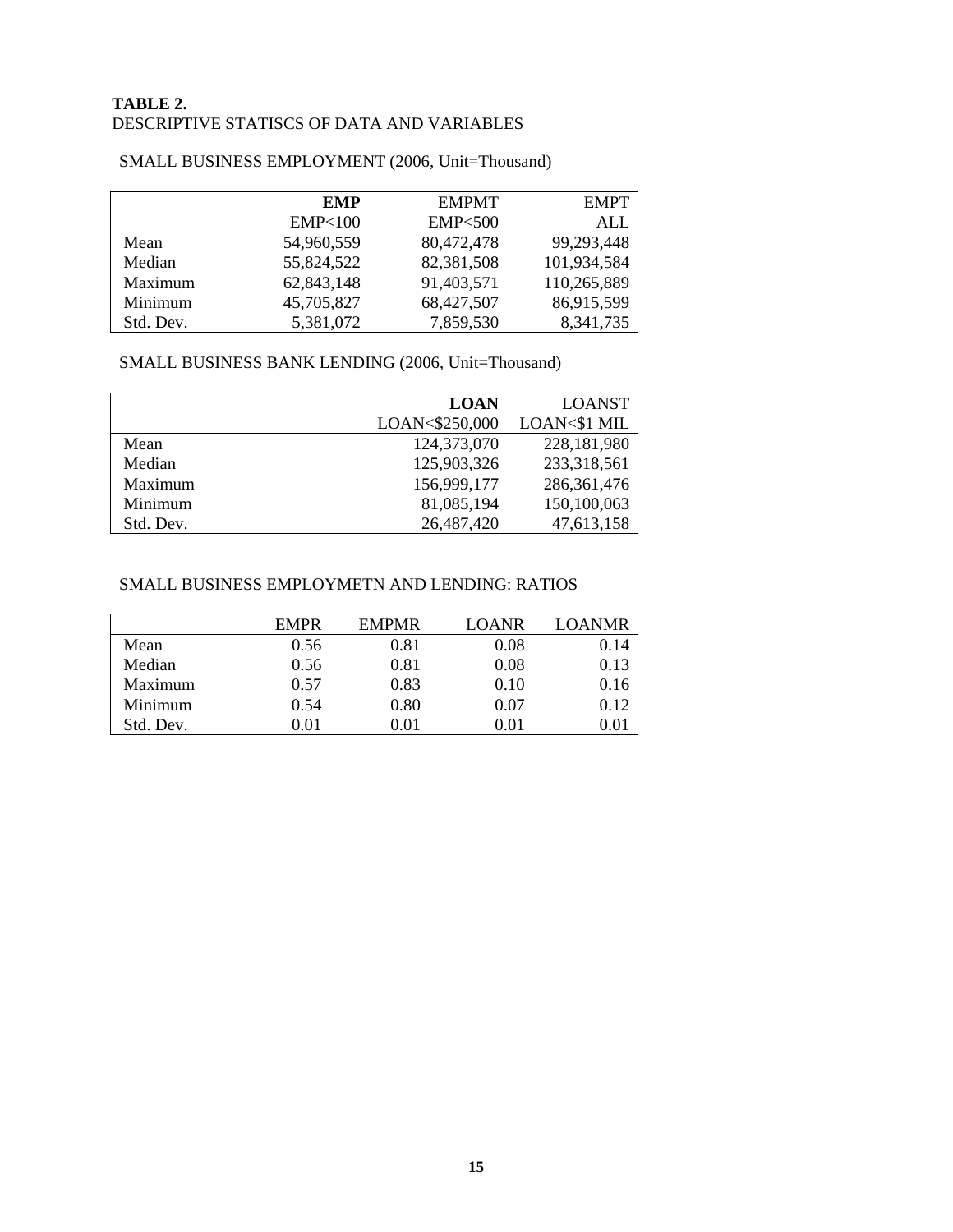**TABLE 2.**
DESCRIPTIVE STATISCS OF DATA AND VARIABLES

SMALL BUSINESS EMPLOYMENT (2006, Unit=Thousand)

| | **EMP** | EMPMT | EMPT |
|---|---|---|---|
| | EMP<100 | EMP<500 | ALL |
| Mean | 54,960,559 | 80,472,478 | 99,293,448 |
| Median | 55,824,522 | 82,381,508 | 101,934,584 |
| Maximum | 62,843,148 | 91,403,571 | 110,265,889 |
| Minimum | 45,705,827 | 68,427,507 | 86,915,599 |
| Std. Dev. | 5,381,072 | 7,859,530 | 8,341,735 |

SMALL BUSINESS BANK LENDING (2006, Unit=Thousand)

| | **LOAN** | LOANST |
|---|---|---|
| | LOAN<$250,000 | LOAN<$1 MIL |
| Mean | 124,373,070 | 228,181,980 |
| Median | 125,903,326 | 233,318,561 |
| Maximum | 156,999,177 | 286,361,476 |
| Minimum | 81,085,194 | 150,100,063 |
| Std. Dev. | 26,487,420 | 47,613,158 |

SMALL BUSINESS EMPLOYMETN AND LENDING: RATIOS

| | EMPR | EMPMR | LOANR | LOANMR |
|---|---|---|---|---|
| Mean | 0.56 | 0.81 | 0.08 | 0.14 |
| Median | 0.56 | 0.81 | 0.08 | 0.13 |
| Maximum | 0.57 | 0.83 | 0.10 | 0.16 |
| Minimum | 0.54 | 0.80 | 0.07 | 0.12 |
| Std. Dev. | 0.01 | 0.01 | 0.01 | 0.01 |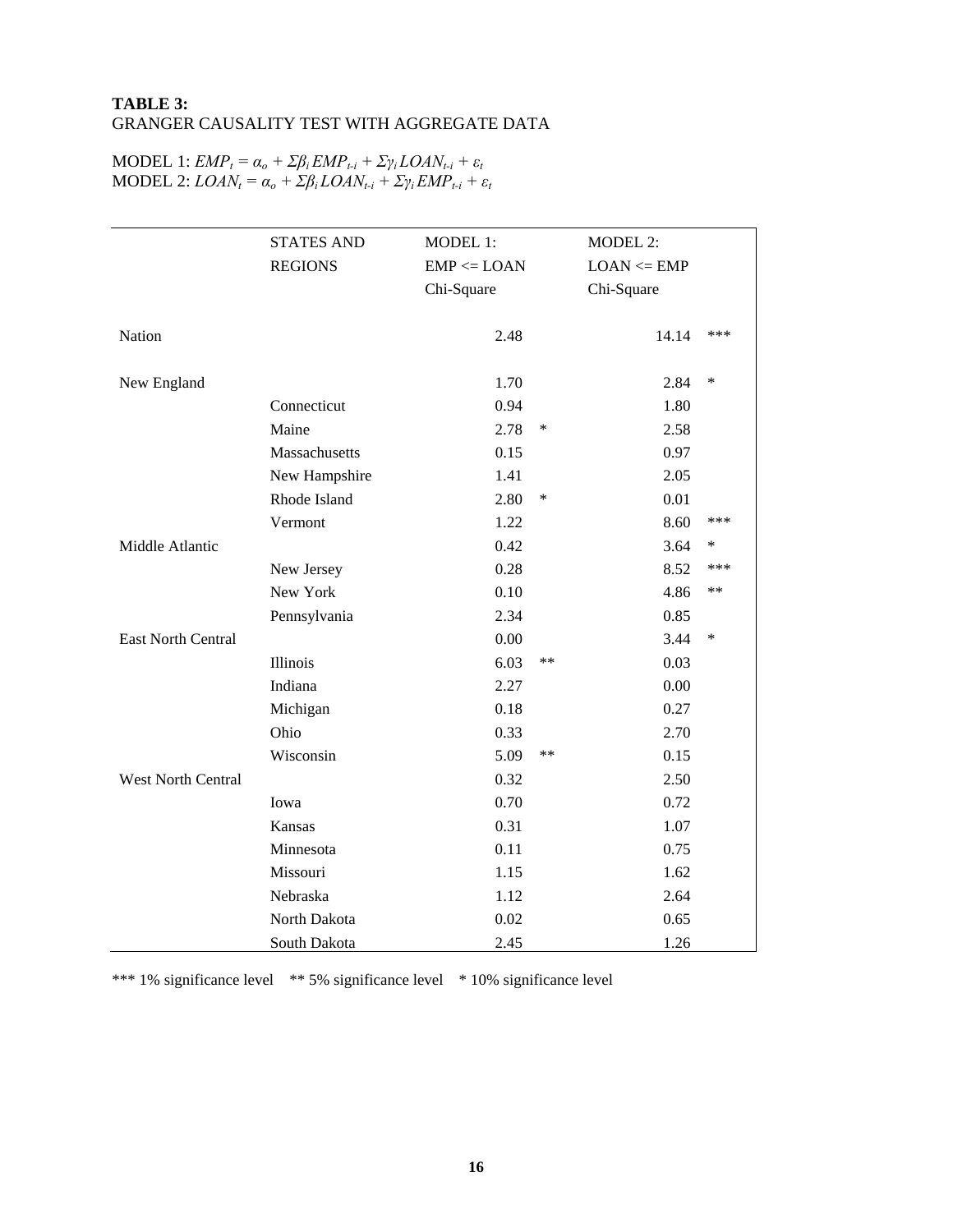**TABLE 3:**
GRANGER CAUSALITY TEST WITH AGGREGATE DATA

MODEL 1: $EMP_t = \alpha_o + \Sigma\beta_i EMP_{t-i} + \Sigma\gamma_i LOAN_{t-i} + \varepsilon_t$
MODEL 2: $LOAN_t = \alpha_o + \Sigma\beta_i LOAN_{t-i} + \Sigma\gamma_i EMP_{t-i} + \varepsilon_t$

| | STATES AND REGIONS | MODEL 1: EMP <= LOAN Chi-Square | | MODEL 2: LOAN <= EMP Chi-Square | |
|---|---|---|---|---|---|
| Nation | | 2.48 | | 14.14 | *** |
| New England | | 1.70 | | 2.84 | * |
| | Connecticut | 0.94 | | 1.80 | |
| | Maine | 2.78 | * | 2.58 | |
| | Massachusetts | 0.15 | | 0.97 | |
| | New Hampshire | 1.41 | | 2.05 | |
| | Rhode Island | 2.80 | * | 0.01 | |
| | Vermont | 1.22 | | 8.60 | *** |
| Middle Atlantic | | 0.42 | | 3.64 | * |
| | New Jersey | 0.28 | | 8.52 | *** |
| | New York | 0.10 | | 4.86 | ** |
| | Pennsylvania | 2.34 | | 0.85 | |
| East North Central | | 0.00 | | 3.44 | * |
| | Illinois | 6.03 | ** | 0.03 | |
| | Indiana | 2.27 | | 0.00 | |
| | Michigan | 0.18 | | 0.27 | |
| | Ohio | 0.33 | | 2.70 | |
| | Wisconsin | 5.09 | ** | 0.15 | |
| West North Central | | 0.32 | | 2.50 | |
| | Iowa | 0.70 | | 0.72 | |
| | Kansas | 0.31 | | 1.07 | |
| | Minnesota | 0.11 | | 0.75 | |
| | Missouri | 1.15 | | 1.62 | |
| | Nebraska | 1.12 | | 2.64 | |
| | North Dakota | 0.02 | | 0.65 | |
| | South Dakota | 2.45 | | 1.26 | |

*** 1% significance level  ** 5% significance level  * 10% significance level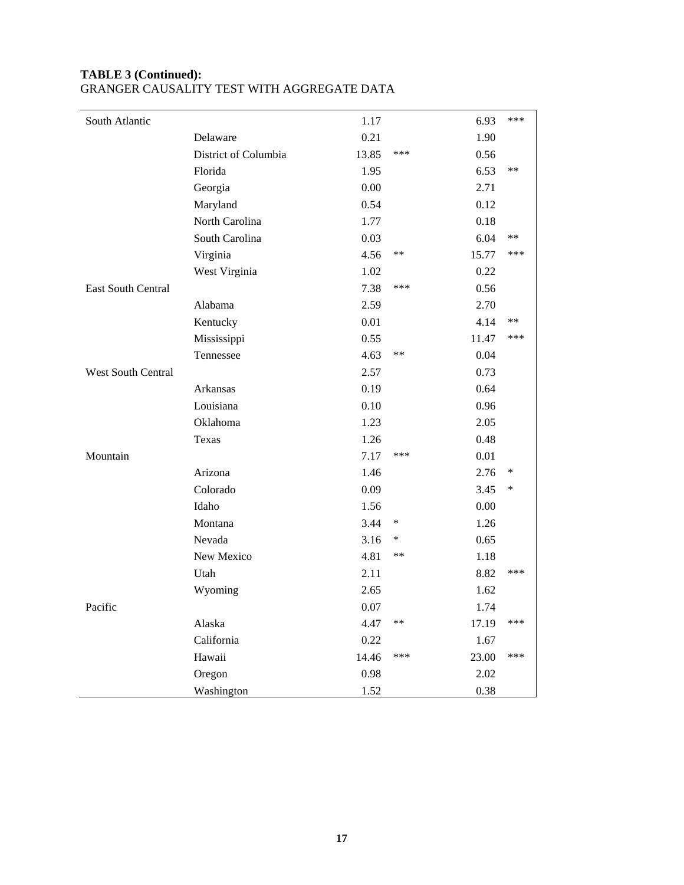**TABLE 3 (Continued):**
GRANGER CAUSALITY TEST WITH AGGREGATE DATA

| | | | | | |
|---|---|---|---|---|---|
| South Atlantic | | 1.17 | | 6.93 | *** |
| | Delaware | 0.21 | | 1.90 | |
| | District of Columbia | 13.85 | *** | 0.56 | |
| | Florida | 1.95 | | 6.53 | ** |
| | Georgia | 0.00 | | 2.71 | |
| | Maryland | 0.54 | | 0.12 | |
| | North Carolina | 1.77 | | 0.18 | |
| | South Carolina | 0.03 | | 6.04 | ** |
| | Virginia | 4.56 | ** | 15.77 | *** |
| | West Virginia | 1.02 | | 0.22 | |
| East South Central | | 7.38 | *** | 0.56 | |
| | Alabama | 2.59 | | 2.70 | |
| | Kentucky | 0.01 | | 4.14 | ** |
| | Mississippi | 0.55 | | 11.47 | *** |
| | Tennessee | 4.63 | ** | 0.04 | |
| West South Central | | 2.57 | | 0.73 | |
| | Arkansas | 0.19 | | 0.64 | |
| | Louisiana | 0.10 | | 0.96 | |
| | Oklahoma | 1.23 | | 2.05 | |
| | Texas | 1.26 | | 0.48 | |
| Mountain | | 7.17 | *** | 0.01 | |
| | Arizona | 1.46 | | 2.76 | * |
| | Colorado | 0.09 | | 3.45 | * |
| | Idaho | 1.56 | | 0.00 | |
| | Montana | 3.44 | * | 1.26 | |
| | Nevada | 3.16 | * | 0.65 | |
| | New Mexico | 4.81 | ** | 1.18 | |
| | Utah | 2.11 | | 8.82 | *** |
| | Wyoming | 2.65 | | 1.62 | |
| Pacific | | 0.07 | | 1.74 | |
| | Alaska | 4.47 | ** | 17.19 | *** |
| | California | 0.22 | | 1.67 | |
| | Hawaii | 14.46 | *** | 23.00 | *** |
| | Oregon | 0.98 | | 2.02 | |
| | Washington | 1.52 | | 0.38 | |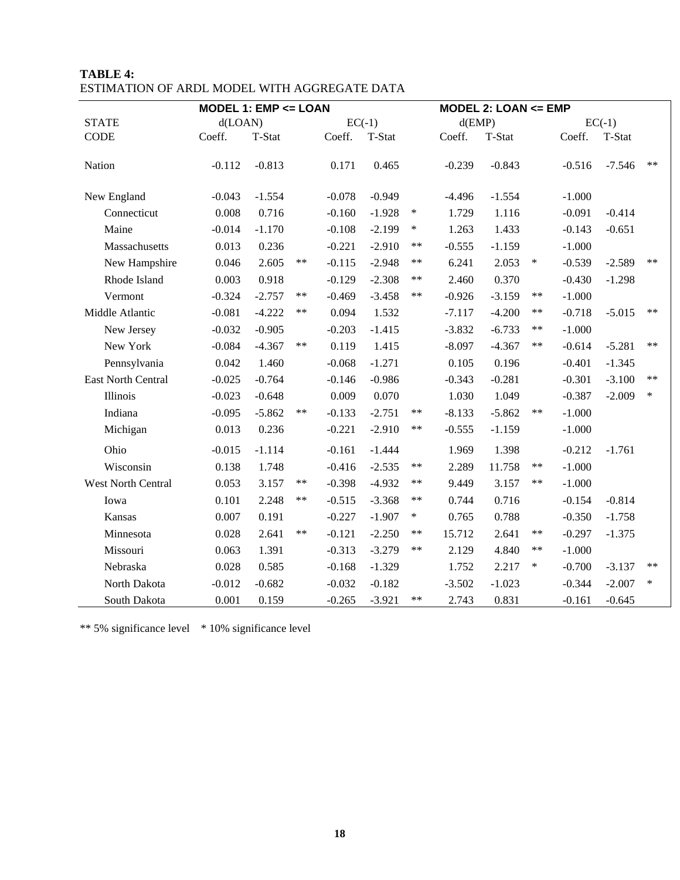**TABLE 4:**
ESTIMATION OF ARDL MODEL WITH AGGREGATE DATA

| | MODEL 1: EMP <= LOAN | | | | | | MODEL 2: LOAN <= EMP | | | | | |
|---|---|---|---|---|---|---|---|---|---|---|---|---|
| STATE | d(LOAN) | | | EC(-1) | | | d(EMP) | | | EC(-1) | | |
| CODE | Coeff. | T-Stat | | Coeff. | T-Stat | | Coeff. | T-Stat | | Coeff. | T-Stat | |
| Nation | -0.112 | -0.813 | | 0.171 | 0.465 | | -0.239 | -0.843 | | -0.516 | -7.546 | ** |
| New England | -0.043 | -1.554 | | -0.078 | -0.949 | | -4.496 | -1.554 | | -1.000 | | |
| Connecticut | 0.008 | 0.716 | | -0.160 | -1.928 | * | 1.729 | 1.116 | | -0.091 | -0.414 | |
| Maine | -0.014 | -1.170 | | -0.108 | -2.199 | * | 1.263 | 1.433 | | -0.143 | -0.651 | |
| Massachusetts | 0.013 | 0.236 | | -0.221 | -2.910 | ** | -0.555 | -1.159 | | -1.000 | | |
| New Hampshire | 0.046 | 2.605 | ** | -0.115 | -2.948 | ** | 6.241 | 2.053 | * | -0.539 | -2.589 | ** |
| Rhode Island | 0.003 | 0.918 | | -0.129 | -2.308 | ** | 2.460 | 0.370 | | -0.430 | -1.298 | |
| Vermont | -0.324 | -2.757 | ** | -0.469 | -3.458 | ** | -0.926 | -3.159 | ** | -1.000 | | |
| Middle Atlantic | -0.081 | -4.222 | ** | 0.094 | 1.532 | | -7.117 | -4.200 | ** | -0.718 | -5.015 | ** |
| New Jersey | -0.032 | -0.905 | | -0.203 | -1.415 | | -3.832 | -6.733 | ** | -1.000 | | |
| New York | -0.084 | -4.367 | ** | 0.119 | 1.415 | | -8.097 | -4.367 | ** | -0.614 | -5.281 | ** |
| Pennsylvania | 0.042 | 1.460 | | -0.068 | -1.271 | | 0.105 | 0.196 | | -0.401 | -1.345 | |
| East North Central | -0.025 | -0.764 | | -0.146 | -0.986 | | -0.343 | -0.281 | | -0.301 | -3.100 | ** |
| Illinois | -0.023 | -0.648 | | 0.009 | 0.070 | | 1.030 | 1.049 | | -0.387 | -2.009 | * |
| Indiana | -0.095 | -5.862 | ** | -0.133 | -2.751 | ** | -8.133 | -5.862 | ** | -1.000 | | |
| Michigan | 0.013 | 0.236 | | -0.221 | -2.910 | ** | -0.555 | -1.159 | | -1.000 | | |
| Ohio | -0.015 | -1.114 | | -0.161 | -1.444 | | 1.969 | 1.398 | | -0.212 | -1.761 | |
| Wisconsin | 0.138 | 1.748 | | -0.416 | -2.535 | ** | 2.289 | 11.758 | ** | -1.000 | | |
| West North Central | 0.053 | 3.157 | ** | -0.398 | -4.932 | ** | 9.449 | 3.157 | ** | -1.000 | | |
| Iowa | 0.101 | 2.248 | ** | -0.515 | -3.368 | ** | 0.744 | 0.716 | | -0.154 | -0.814 | |
| Kansas | 0.007 | 0.191 | | -0.227 | -1.907 | * | 0.765 | 0.788 | | -0.350 | -1.758 | |
| Minnesota | 0.028 | 2.641 | ** | -0.121 | -2.250 | ** | 15.712 | 2.641 | ** | -0.297 | -1.375 | |
| Missouri | 0.063 | 1.391 | | -0.313 | -3.279 | ** | 2.129 | 4.840 | ** | -1.000 | | |
| Nebraska | 0.028 | 0.585 | | -0.168 | -1.329 | | 1.752 | 2.217 | * | -0.700 | -3.137 | ** |
| North Dakota | -0.012 | -0.682 | | -0.032 | -0.182 | | -3.502 | -1.023 | | -0.344 | -2.007 | * |
| South Dakota | 0.001 | 0.159 | | -0.265 | -3.921 | ** | 2.743 | 0.831 | | -0.161 | -0.645 | |

** 5% significance level &nbsp;&nbsp; * 10% significance level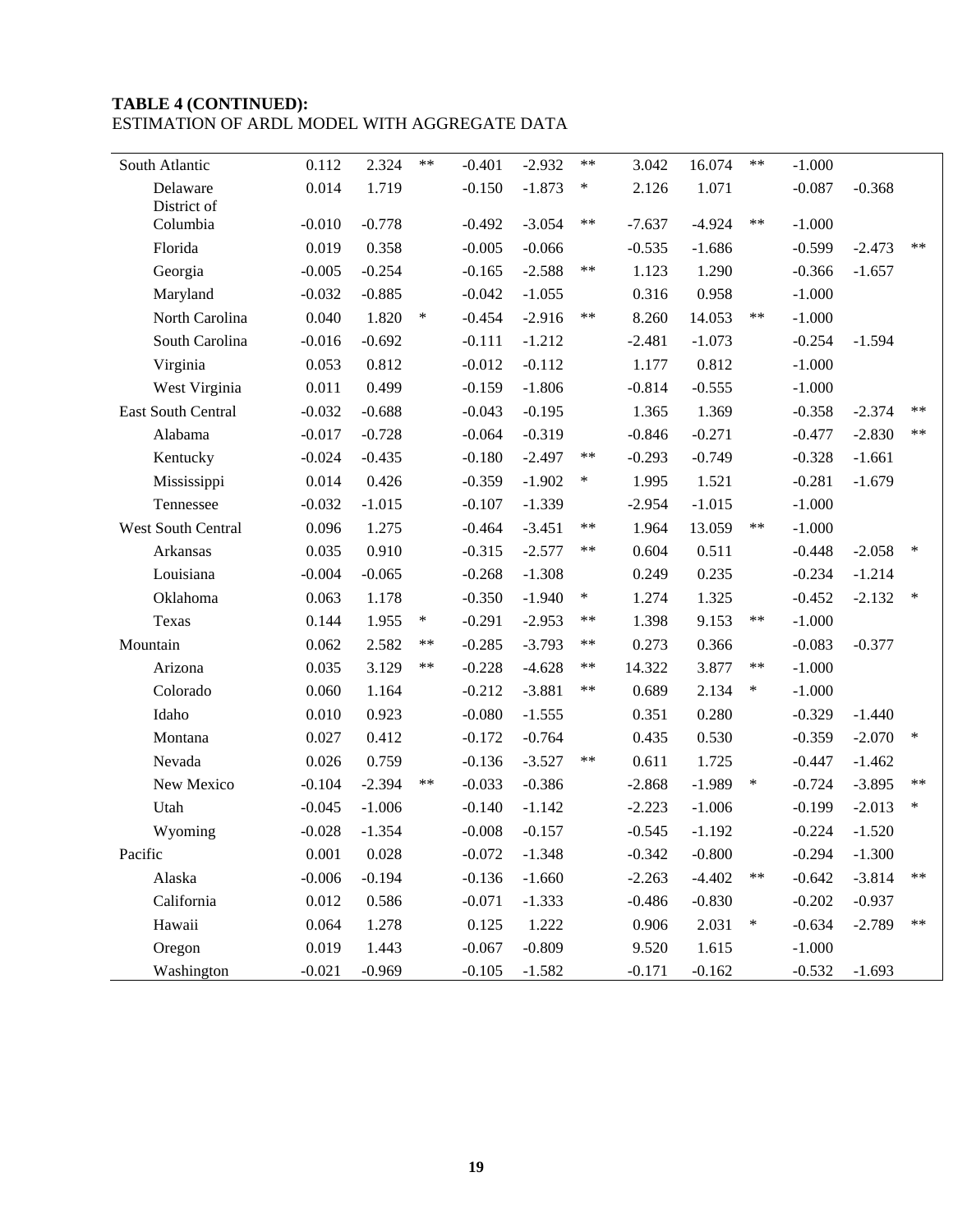**TABLE 4 (CONTINUED):**
ESTIMATION OF ARDL MODEL WITH AGGREGATE DATA

| | | | | | | | | | | | | |
|---|---|---|---|---|---|---|---|---|---|---|---|---|
| South Atlantic | 0.112 | 2.324 | ** | -0.401 | -2.932 | ** | 3.042 | 16.074 | ** | -1.000 | | |
| Delaware | 0.014 | 1.719 | | -0.150 | -1.873 | * | 2.126 | 1.071 | | -0.087 | -0.368 | |
| District of Columbia | -0.010 | -0.778 | | -0.492 | -3.054 | ** | -7.637 | -4.924 | ** | -1.000 | | |
| Florida | 0.019 | 0.358 | | -0.005 | -0.066 | | -0.535 | -1.686 | | -0.599 | -2.473 | ** |
| Georgia | -0.005 | -0.254 | | -0.165 | -2.588 | ** | 1.123 | 1.290 | | -0.366 | -1.657 | |
| Maryland | -0.032 | -0.885 | | -0.042 | -1.055 | | 0.316 | 0.958 | | -1.000 | | |
| North Carolina | 0.040 | 1.820 | * | -0.454 | -2.916 | ** | 8.260 | 14.053 | ** | -1.000 | | |
| South Carolina | -0.016 | -0.692 | | -0.111 | -1.212 | | -2.481 | -1.073 | | -0.254 | -1.594 | |
| Virginia | 0.053 | 0.812 | | -0.012 | -0.112 | | 1.177 | 0.812 | | -1.000 | | |
| West Virginia | 0.011 | 0.499 | | -0.159 | -1.806 | | -0.814 | -0.555 | | -1.000 | | |
| East South Central | -0.032 | -0.688 | | -0.043 | -0.195 | | 1.365 | 1.369 | | -0.358 | -2.374 | ** |
| Alabama | -0.017 | -0.728 | | -0.064 | -0.319 | | -0.846 | -0.271 | | -0.477 | -2.830 | ** |
| Kentucky | -0.024 | -0.435 | | -0.180 | -2.497 | ** | -0.293 | -0.749 | | -0.328 | -1.661 | |
| Mississippi | 0.014 | 0.426 | | -0.359 | -1.902 | * | 1.995 | 1.521 | | -0.281 | -1.679 | |
| Tennessee | -0.032 | -1.015 | | -0.107 | -1.339 | | -2.954 | -1.015 | | -1.000 | | |
| West South Central | 0.096 | 1.275 | | -0.464 | -3.451 | ** | 1.964 | 13.059 | ** | -1.000 | | |
| Arkansas | 0.035 | 0.910 | | -0.315 | -2.577 | ** | 0.604 | 0.511 | | -0.448 | -2.058 | * |
| Louisiana | -0.004 | -0.065 | | -0.268 | -1.308 | | 0.249 | 0.235 | | -0.234 | -1.214 | |
| Oklahoma | 0.063 | 1.178 | | -0.350 | -1.940 | * | 1.274 | 1.325 | | -0.452 | -2.132 | * |
| Texas | 0.144 | 1.955 | * | -0.291 | -2.953 | ** | 1.398 | 9.153 | ** | -1.000 | | |
| Mountain | 0.062 | 2.582 | ** | -0.285 | -3.793 | ** | 0.273 | 0.366 | | -0.083 | -0.377 | |
| Arizona | 0.035 | 3.129 | ** | -0.228 | -4.628 | ** | 14.322 | 3.877 | ** | -1.000 | | |
| Colorado | 0.060 | 1.164 | | -0.212 | -3.881 | ** | 0.689 | 2.134 | * | -1.000 | | |
| Idaho | 0.010 | 0.923 | | -0.080 | -1.555 | | 0.351 | 0.280 | | -0.329 | -1.440 | |
| Montana | 0.027 | 0.412 | | -0.172 | -0.764 | | 0.435 | 0.530 | | -0.359 | -2.070 | * |
| Nevada | 0.026 | 0.759 | | -0.136 | -3.527 | ** | 0.611 | 1.725 | | -0.447 | -1.462 | |
| New Mexico | -0.104 | -2.394 | ** | -0.033 | -0.386 | | -2.868 | -1.989 | * | -0.724 | -3.895 | ** |
| Utah | -0.045 | -1.006 | | -0.140 | -1.142 | | -2.223 | -1.006 | | -0.199 | -2.013 | * |
| Wyoming | -0.028 | -1.354 | | -0.008 | -0.157 | | -0.545 | -1.192 | | -0.224 | -1.520 | |
| Pacific | 0.001 | 0.028 | | -0.072 | -1.348 | | -0.342 | -0.800 | | -0.294 | -1.300 | |
| Alaska | -0.006 | -0.194 | | -0.136 | -1.660 | | -2.263 | -4.402 | ** | -0.642 | -3.814 | ** |
| California | 0.012 | 0.586 | | -0.071 | -1.333 | | -0.486 | -0.830 | | -0.202 | -0.937 | |
| Hawaii | 0.064 | 1.278 | | 0.125 | 1.222 | | 0.906 | 2.031 | * | -0.634 | -2.789 | ** |
| Oregon | 0.019 | 1.443 | | -0.067 | -0.809 | | 9.520 | 1.615 | | -1.000 | | |
| Washington | -0.021 | -0.969 | | -0.105 | -1.582 | | -0.171 | -0.162 | | -0.532 | -1.693 | |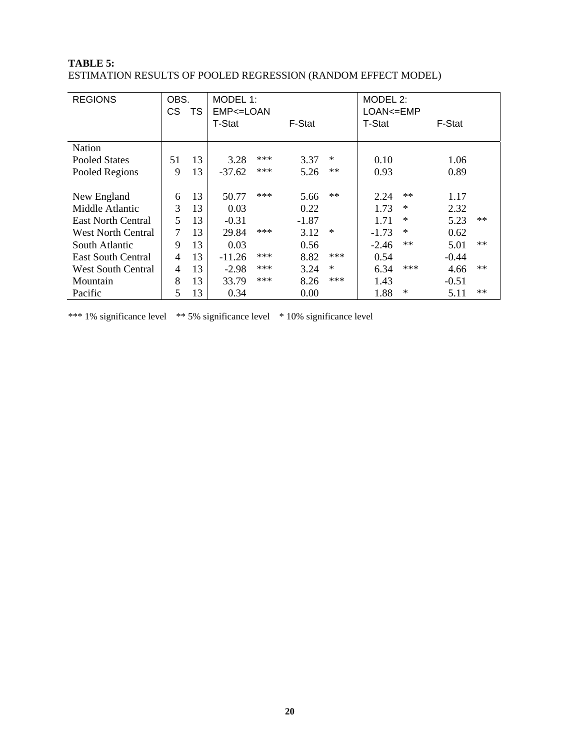**TABLE 5:**
ESTIMATION RESULTS OF POOLED REGRESSION (RANDOM EFFECT MODEL)

| REGIONS | OBS. CS | OBS. TS | MODEL 1: EMP<=LOAN T-Stat | | F-Stat | | MODEL 2: LOAN<=EMP T-Stat | | F-Stat | |
|---|---|---|---|---|---|---|---|---|---|---|
| Nation | | | | | | | | | | |
| Pooled States | 51 | 13 | 3.28 | *** | 3.37 | * | 0.10 | | 1.06 | |
| Pooled Regions | 9 | 13 | -37.62 | *** | 5.26 | ** | 0.93 | | 0.89 | |
| New England | 6 | 13 | 50.77 | *** | 5.66 | ** | 2.24 | ** | 1.17 | |
| Middle Atlantic | 3 | 13 | 0.03 | | 0.22 | | 1.73 | * | 2.32 | |
| East North Central | 5 | 13 | -0.31 | | -1.87 | | 1.71 | * | 5.23 | ** |
| West North Central | 7 | 13 | 29.84 | *** | 3.12 | * | -1.73 | * | 0.62 | |
| South Atlantic | 9 | 13 | 0.03 | | 0.56 | | -2.46 | ** | 5.01 | ** |
| East South Central | 4 | 13 | -11.26 | *** | 8.82 | *** | 0.54 | | -0.44 | |
| West South Central | 4 | 13 | -2.98 | *** | 3.24 | * | 6.34 | *** | 4.66 | ** |
| Mountain | 8 | 13 | 33.79 | *** | 8.26 | *** | 1.43 | | -0.51 | |
| Pacific | 5 | 13 | 0.34 | | 0.00 | | 1.88 | * | 5.11 | ** |

*** 1% significance level &nbsp;&nbsp; ** 5% significance level &nbsp;&nbsp; * 10% significance level